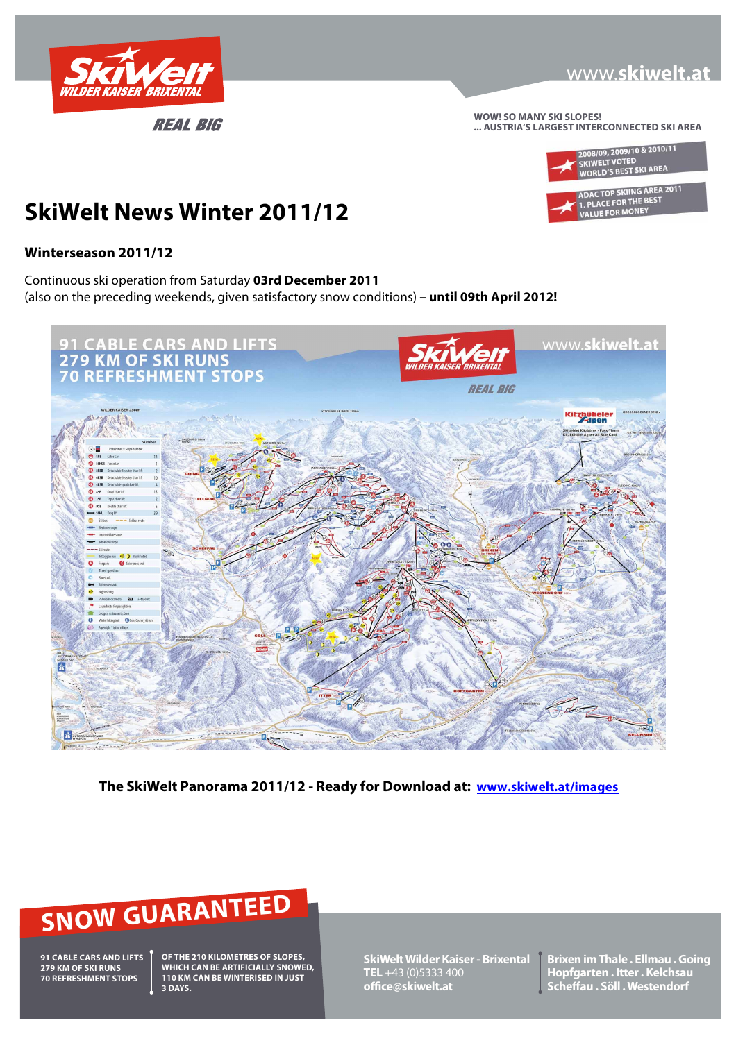SkiWelt WILDER KAISER BRIXENTAL

REAL BIG

www.skiwelt.at

WOW! SO MANY SKI SLOPES!
... AUSTRIA'S LARGEST INTERCONNECTED SKI AREA

2008/09, 2009/10 & 2010/11
SKIWELT VOTED
WORLD'S BEST SKI AREA

ADAC TOP SKIING AREA 2011
1. PLACE FOR THE BEST
VALUE FOR MONEY

# SkiWelt News Winter 2011/12

## Winterseason 2011/12

Continuous ski operation from Saturday **03rd December 2011**
(also on the preceding weekends, given satisfactory snow conditions) **– until 09th April 2012!**

91 CABLE CARS AND LIFTS
279 KM OF SKI RUNS
70 REFRESHMENT STOPS

**The SkiWelt Panorama 2011/12 - Ready for Download at: www.skiwelt.at/images**

SNOW GUARANTEED

91 CABLE CARS AND LIFTS
279 KM OF SKI RUNS
70 REFRESHMENT STOPS

OF THE 210 KILOMETRES OF SLOPES, WHICH CAN BE ARTIFICIALLY SNOWED, 110 KM CAN BE WINTERISED IN JUST 3 DAYS.

SkiWelt Wilder Kaiser - Brixental
TEL +43 (0)5333 400
office@skiwelt.at

Brixen im Thale . Ellmau . Going
Hopfgarten . Itter . Kelchsau
Scheffau . Söll . Westendorf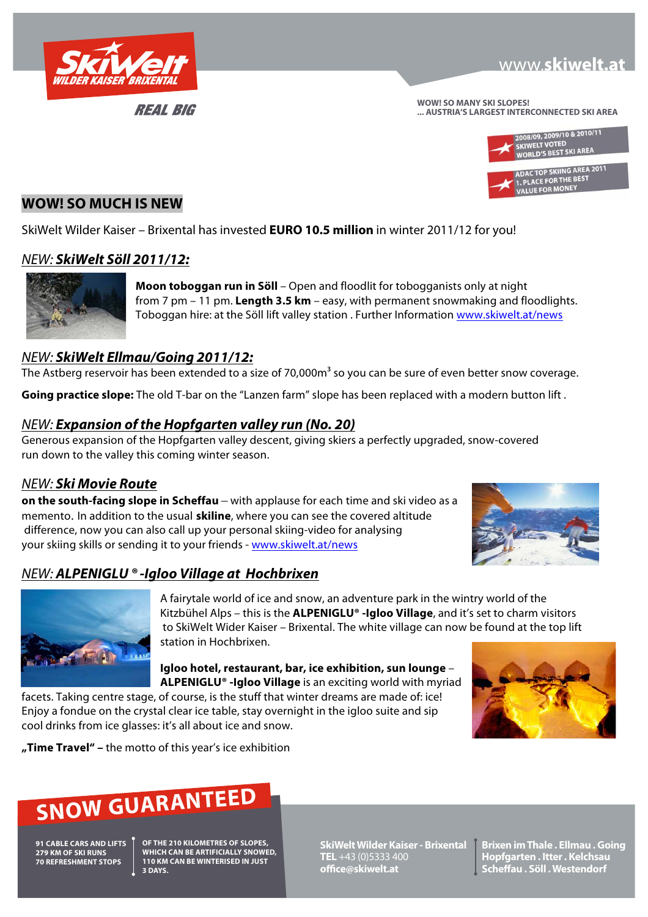SkiWelt WILDER KAISER BRIXENTAL

REAL BIG

www.skiwelt.at

WOW! SO MANY SKI SLOPES!
... AUSTRIA'S LARGEST INTERCONNECTED SKI AREA

2008/09, 2009/10 & 2010/11 SKIWELT VOTED WORLD'S BEST SKI AREA

ADAC TOP SKIING AREA 2011 1. PLACE FOR THE BEST VALUE FOR MONEY

## WOW! SO MUCH IS NEW

SkiWelt Wilder Kaiser – Brixental has invested **EURO 10.5 million** in winter 2011/12 for you!

### *NEW:* ***SkiWelt Söll 2011/12:***

**Moon toboggan run in Söll** – Open and floodlit for tobogganists only at night from 7 pm – 11 pm. **Length 3.5 km** – easy, with permanent snowmaking and floodlights. Toboggan hire: at the Söll lift valley station . Further Information www.skiwelt.at/news

### *NEW:* ***SkiWelt Ellmau/Going 2011/12:***

The Astberg reservoir has been extended to a size of 70,000m³ so you can be sure of even better snow coverage.

**Going practice slope:** The old T-bar on the "Lanzen farm" slope has been replaced with a modern button lift .

### *NEW:* ***Expansion of the Hopfgarten valley run (No. 20)***

Generous expansion of the Hopfgarten valley descent, giving skiers a perfectly upgraded, snow-covered run down to the valley this coming winter season.

### *NEW:* ***Ski Movie Route***

**on the south-facing slope in Scheffau** – with applause for each time and ski video as a memento. In addition to the usual **skiline**, where you can see the covered altitude difference, now you can also call up your personal skiing-video for analysing your skiing skills or sending it to your friends - www.skiwelt.at/news

### *NEW:* ***ALPENIGLU ® -Igloo Village at Hochbrixen***

A fairytale world of ice and snow, an adventure park in the wintry world of the Kitzbühel Alps – this is the **ALPENIGLU® -Igloo Village**, and it's set to charm visitors to SkiWelt Wider Kaiser – Brixental. The white village can now be found at the top lift station in Hochbrixen.

**Igloo hotel, restaurant, bar, ice exhibition, sun lounge** – **ALPENIGLU® -Igloo Village** is an exciting world with myriad facets. Taking centre stage, of course, is the stuff that winter dreams are made of: ice! Enjoy a fondue on the crystal clear ice table, stay overnight in the igloo suite and sip cool drinks from ice glasses: it's all about ice and snow.

**„Time Travel" –** the motto of this year's ice exhibition

## SNOW GUARANTEED

91 CABLE CARS AND LIFTS
279 KM OF SKI RUNS
70 REFRESHMENT STOPS

OF THE 210 KILOMETRES OF SLOPES, WHICH CAN BE ARTIFICIALLY SNOWED, 110 KM CAN BE WINTERISED IN JUST 3 DAYS.

**SkiWelt Wilder Kaiser - Brixental**
**TEL** +43 (0)5333 400
office@skiwelt.at

Brixen im Thale . Ellmau . Going
Hopfgarten . Itter . Kelchsau
Scheffau . Söll . Westendorf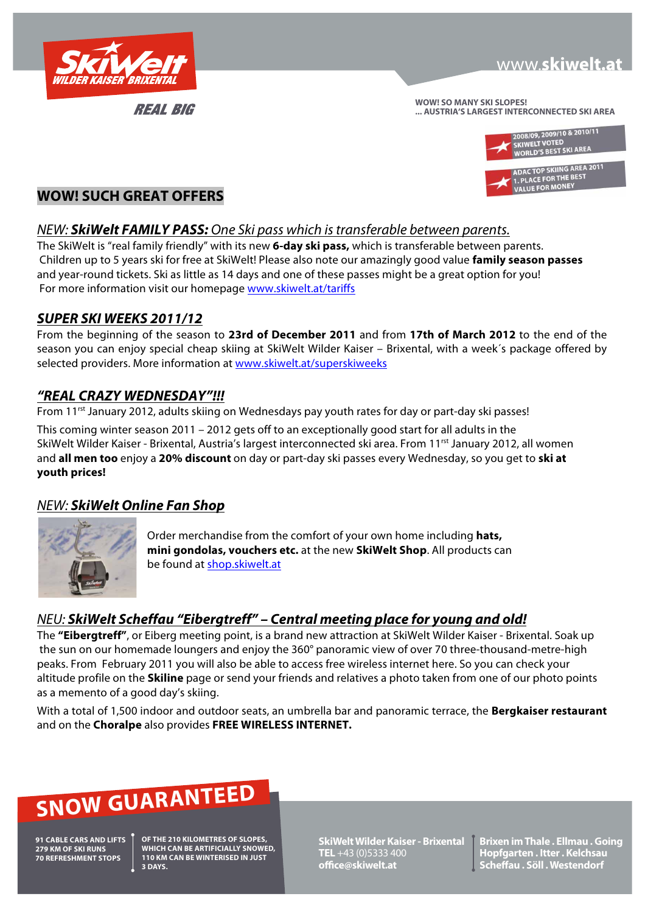SkiWelt WILDER KAISER BRIXENTAL

REAL BIG

www.skiwelt.at

WOW! SO MANY SKI SLOPES!
... AUSTRIA'S LARGEST INTERCONNECTED SKI AREA

2008/09, 2009/10 & 2010/11 SKIWELT VOTED WORLD'S BEST SKI AREA

ADAC TOP SKIING AREA 2011 1. PLACE FOR THE BEST VALUE FOR MONEY

## WOW! SUCH GREAT OFFERS

### *NEW: **SkiWelt FAMILY PASS:** One Ski pass which is transferable between parents.*

The SkiWelt is "real family friendly" with its new **6-day ski pass,** which is transferable between parents. Children up to 5 years ski for free at SkiWelt! Please also note our amazingly good value **family season passes** and year-round tickets. Ski as little as 14 days and one of these passes might be a great option for you! For more information visit our homepage www.skiwelt.at/tariffs

### ***SUPER SKI WEEKS 2011/12***

From the beginning of the season to **23rd of December 2011** and from **17th of March 2012** to the end of the season you can enjoy special cheap skiing at SkiWelt Wilder Kaiser – Brixental, with a week´s package offered by selected providers. More information at www.skiwelt.at/superskiweeks

### ***"REAL CRAZY WEDNESDAY"!!!***

From 11rst January 2012, adults skiing on Wednesdays pay youth rates for day or part-day ski passes!

This coming winter season 2011 – 2012 gets off to an exceptionally good start for all adults in the SkiWelt Wilder Kaiser - Brixental, Austria's largest interconnected ski area. From 11rst January 2012, all women and **all men too** enjoy a **20% discount** on day or part-day ski passes every Wednesday, so you get to **ski at youth prices!**

### *NEW: **SkiWelt Online Fan Shop***

Order merchandise from the comfort of your own home including **hats, mini gondolas, vouchers etc.** at the new **SkiWelt Shop**. All products can be found at shop.skiwelt.at

### *NEU: **SkiWelt Scheffau "Eibergtreff" – Central meeting place for young and old!***

The **"Eibergtreff"**, or Eiberg meeting point, is a brand new attraction at SkiWelt Wilder Kaiser - Brixental. Soak up the sun on our homemade loungers and enjoy the 360° panoramic view of over 70 three-thousand-metre-high peaks. From February 2011 you will also be able to access free wireless internet here. So you can check your altitude profile on the **Skiline** page or send your friends and relatives a photo taken from one of our photo points as a memento of a good day's skiing.

With a total of 1,500 indoor and outdoor seats, an umbrella bar and panoramic terrace, the **Bergkaiser restaurant** and on the **Choralpe** also provides **FREE WIRELESS INTERNET.**

## SNOW GUARANTEED

91 CABLE CARS AND LIFTS
279 KM OF SKI RUNS
70 REFRESHMENT STOPS

OF THE 210 KILOMETRES OF SLOPES, WHICH CAN BE ARTIFICIALLY SNOWED, 110 KM CAN BE WINTERISED IN JUST 3 DAYS.

**SkiWelt Wilder Kaiser - Brixental**
**TEL** +43 (0)5333 400
office@skiwelt.at

Brixen im Thale . Ellmau . Going
Hopfgarten . Itter . Kelchsau
Scheffau . Söll . Westendorf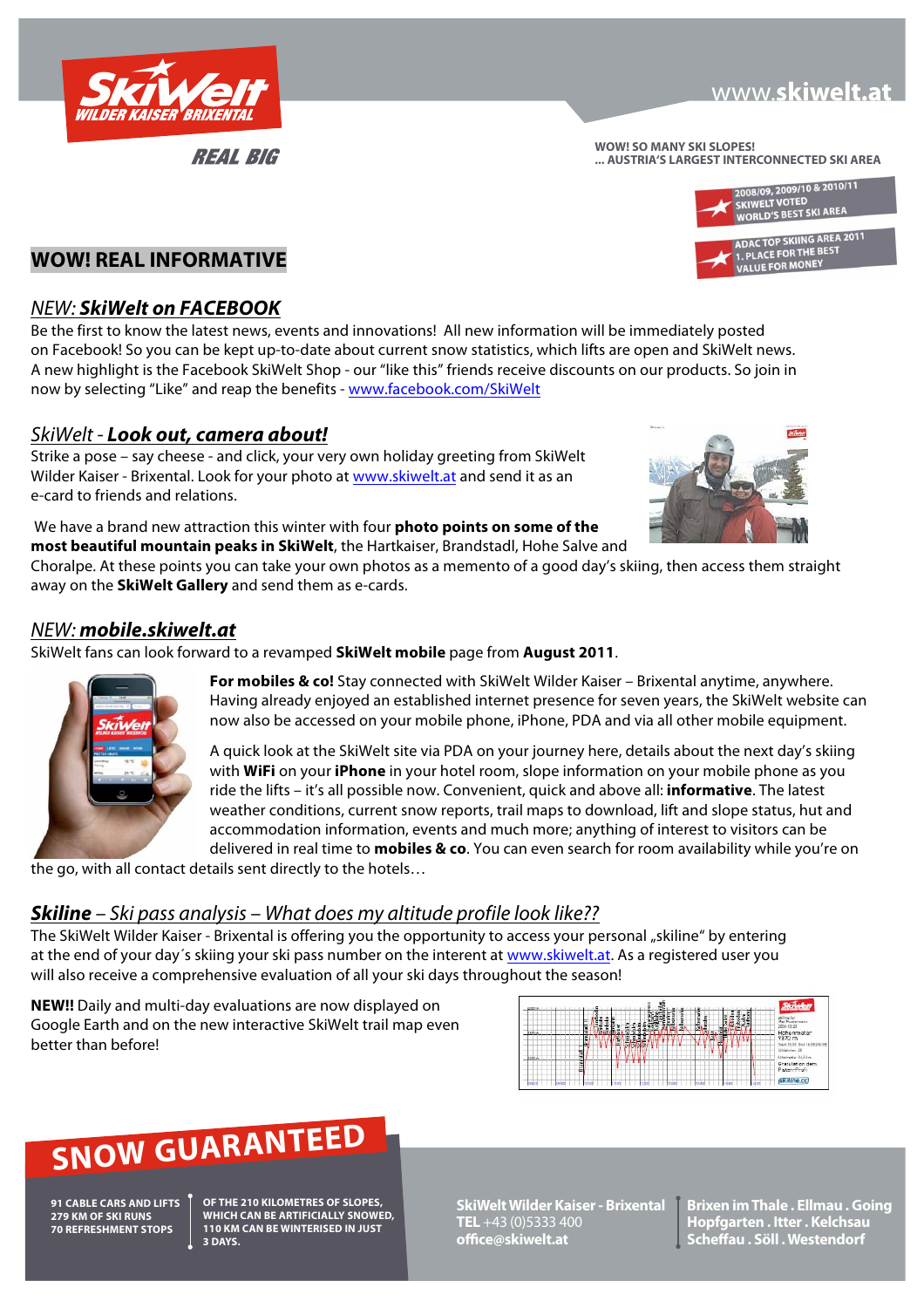SkiWelt WILDER KAISER BRIXENTAL

REAL BIG

www.skiwelt.at

WOW! SO MANY SKI SLOPES!
... AUSTRIA'S LARGEST INTERCONNECTED SKI AREA

2008/09, 2009/10 & 2010/11 SKIWELT VOTED WORLD'S BEST SKI AREA

ADAC TOP SKIING AREA 2011 1. PLACE FOR THE BEST VALUE FOR MONEY

## WOW! REAL INFORMATIVE

### *NEW:* ***SkiWelt on FACEBOOK***

Be the first to know the latest news, events and innovations! All new information will be immediately posted on Facebook! So you can be kept up-to-date about current snow statistics, which lifts are open and SkiWelt news. A new highlight is the Facebook SkiWelt Shop - our "like this" friends receive discounts on our products. So join in now by selecting "Like" and reap the benefits - www.facebook.com/SkiWelt

### *SkiWelt -* ***Look out, camera about!***

Strike a pose – say cheese - and click, your very own holiday greeting from SkiWelt Wilder Kaiser - Brixental. Look for your photo at www.skiwelt.at and send it as an e-card to friends and relations.

We have a brand new attraction this winter with four **photo points on some of the most beautiful mountain peaks in SkiWelt**, the Hartkaiser, Brandstadl, Hohe Salve and Choralpe. At these points you can take your own photos as a memento of a good day's skiing, then access them straight away on the **SkiWelt Gallery** and send them as e-cards.

### *NEW:* ***mobile.skiwelt.at***

SkiWelt fans can look forward to a revamped **SkiWelt mobile** page from **August 2011**.

**For mobiles & co!** Stay connected with SkiWelt Wilder Kaiser – Brixental anytime, anywhere. Having already enjoyed an established internet presence for seven years, the SkiWelt website can now also be accessed on your mobile phone, iPhone, PDA and via all other mobile equipment.

A quick look at the SkiWelt site via PDA on your journey here, details about the next day's skiing with **WiFi** on your **iPhone** in your hotel room, slope information on your mobile phone as you ride the lifts – it's all possible now. Convenient, quick and above all: **informative**. The latest weather conditions, current snow reports, trail maps to download, lift and slope status, hut and accommodation information, events and much more; anything of interest to visitors can be delivered in real time to **mobiles & co**. You can even search for room availability while you're on the go, with all contact details sent directly to the hotels…

### ***Skiline*** *– Ski pass analysis – What does my altitude profile look like??*

The SkiWelt Wilder Kaiser - Brixental is offering you the opportunity to access your personal „skiline" by entering at the end of your day´s skiing your ski pass number on the interent at www.skiwelt.at. As a registered user you will also receive a comprehensive evaluation of all your ski days throughout the season!

**NEW!!** Daily and multi-day evaluations are now displayed on Google Earth and on the new interactive SkiWelt trail map even better than before!

## SNOW GUARANTEED

91 CABLE CARS AND LIFTS
279 KM OF SKI RUNS
70 REFRESHMENT STOPS

OF THE 210 KILOMETRES OF SLOPES, WHICH CAN BE ARTIFICIALLY SNOWED, 110 KM CAN BE WINTERISED IN JUST 3 DAYS.

SkiWelt Wilder Kaiser - Brixental
TEL +43 (0)5333 400
office@skiwelt.at

Brixen im Thale . Ellmau . Going
Hopfgarten . Itter . Kelchsau
Scheffau . Söll . Westendorf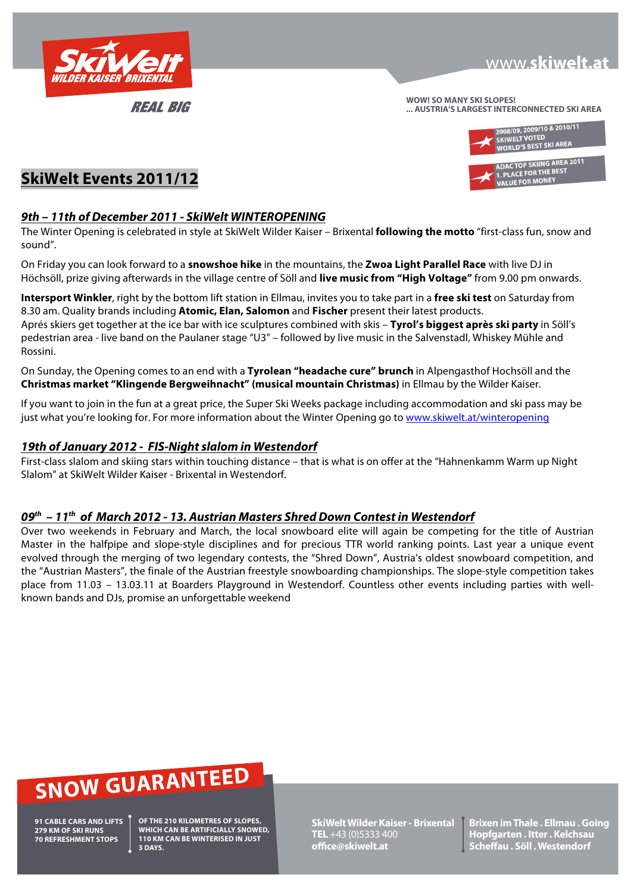# SkiWelt Events 2011/12

### *9th – 11th of December 2011 - SkiWelt WINTEROPENING*

The Winter Opening is celebrated in style at SkiWelt Wilder Kaiser – Brixental **following the motto** "first-class fun, snow and sound".

On Friday you can look forward to a **snowshoe hike** in the mountains, the **Zwoa Light Parallel Race** with live DJ in Höchsöll, prize giving afterwards in the village centre of Söll and **live music from "High Voltage"** from 9.00 pm onwards.

**Intersport Winkler**, right by the bottom lift station in Ellmau, invites you to take part in a **free ski test** on Saturday from 8.30 am. Quality brands including **Atomic, Elan, Salomon** and **Fischer** present their latest products.
Aprés skiers get together at the ice bar with ice sculptures combined with skis – **Tyrol's biggest après ski party** in Söll's pedestrian area - live band on the Paulaner stage "U3" – followed by live music in the Salvenstadl, Whiskey Mühle and Rossini.

On Sunday, the Opening comes to an end with a **Tyrolean "headache cure" brunch** in Alpengasthof Hochsöll and the **Christmas market "Klingende Bergweihnacht" (musical mountain Christmas)** in Ellmau by the Wilder Kaiser.

If you want to join in the fun at a great price, the Super Ski Weeks package including accommodation and ski pass may be just what you're looking for. For more information about the Winter Opening go to www.skiwelt.at/winteropening

### *19th of January 2012 - FIS-Night slalom in Westendorf*

First-class slalom and skiing stars within touching distance – that is what is on offer at the "Hahnenkamm Warm up Night Slalom" at SkiWelt Wilder Kaiser - Brixental in Westendorf.

### *09th – 11th of March 2012 - 13. Austrian Masters Shred Down Contest in Westendorf*

Over two weekends in February and March, the local snowboard elite will again be competing for the title of Austrian Master in the halfpipe and slope-style disciplines and for precious TTR world ranking points. Last year a unique event evolved through the merging of two legendary contests, the "Shred Down", Austria's oldest snowboard competition, and the "Austrian Masters", the finale of the Austrian freestyle snowboarding championships. The slope-style competition takes place from 11.03 – 13.03.11 at Boarders Playground in Westendorf. Countless other events including parties with well-known bands and DJs, promise an unforgettable weekend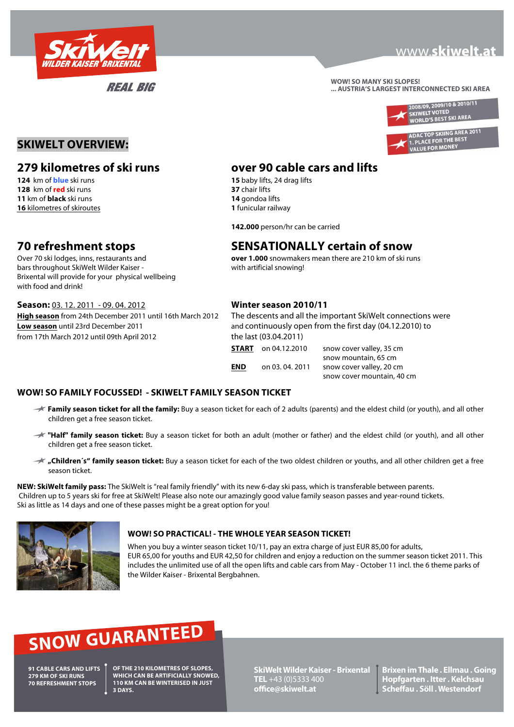SkiWelt WILDER KAISER BRIXENTAL

REAL BIG

www.skiwelt.at

WOW! SO MANY SKI SLOPES!
... AUSTRIA'S LARGEST INTERCONNECTED SKI AREA

2008/09, 2009/10 & 2010/11
SKIWELT VOTED
WORLD'S BEST SKI AREA

ADAC TOP SKIING AREA 2011
1. PLACE FOR THE BEST
VALUE FOR MONEY

## SKIWELT OVERVIEW:

### 279 kilometres of ski runs

**124** km of **blue** ski runs
**128** km of **red** ski runs
**11** km of **black** ski runs
**16** kilometres of skiroutes

### over 90 cable cars and lifts

**15** baby lifts, 24 drag lifts
**37** chair lifts
**14** gondoa lifts
**1** funicular railway

**142.000** person/hr can be carried

### 70 refreshment stops

Over 70 ski lodges, inns, restaurants and bars throughout SkiWelt Wilder Kaiser - Brixental will provide for your physical wellbeing with food and drink!

### SENSATIONALLY certain of snow

**over 1.000** snowmakers mean there are 210 km of ski runs with artificial snowing!

**Season:** 03. 12. 2011 - 09. 04. 2012
**High season** from 24th December 2011 until 16th March 2012
**Low season** until 23rd December 2011
from 17th March 2012 until 09th April 2012

### Winter season 2010/11

The descents and all the important SkiWelt connections were and continuously open from the first day (04.12.2010) to the last (03.04.2011)

| | | |
|---|---|---|
| **START** | on 04.12.2010 | snow cover valley, 35 cm<br>snow mountain, 65 cm |
| **END** | on 03. 04. 2011 | snow cover valley, 20 cm<br>snow cover mountain, 40 cm |

### WOW! SO FAMILY FOCUSSED! - SKIWELT FAMILY SEASON TICKET

- **Family season ticket for all the family:** Buy a season ticket for each of 2 adults (parents) and the eldest child (or youth), and all other children get a free season ticket.
- **"Half" family season ticket:** Buy a season ticket for both an adult (mother or father) and the eldest child (or youth), and all other children get a free season ticket.
- **„Children´s" family season ticket:** Buy a season ticket for each of the two oldest children or youths, and all other children get a free season ticket.

**NEW: SkiWelt family pass:** The SkiWelt is "real family friendly" with its new 6-day ski pass, which is transferable between parents.
Children up to 5 years ski for free at SkiWelt! Please also note our amazingly good value family season passes and year-round tickets.
Ski as little as 14 days and one of these passes might be a great option for you!

### WOW! SO PRACTICAL! - THE WHOLE YEAR SEASON TICKET!

When you buy a winter season ticket 10/11, pay an extra charge of just EUR 85,00 for adults, EUR 65,00 for youths and EUR 42,50 for children and enjoy a reduction on the summer season ticket 2011. This includes the unlimited use of all the open lifts and cable cars from May - October 11 incl. the 6 theme parks of the Wilder Kaiser - Brixental Bergbahnen.

## SNOW GUARANTEED

91 CABLE CARS AND LIFTS
279 KM OF SKI RUNS
70 REFRESHMENT STOPS

OF THE 210 KILOMETRES OF SLOPES, WHICH CAN BE ARTIFICIALLY SNOWED, 110 KM CAN BE WINTERISED IN JUST 3 DAYS.

**SkiWelt Wilder Kaiser - Brixental**
**TEL** +43 (0)5333 400
**office@skiwelt.at**

**Brixen im Thale . Ellmau . Going
Hopfgarten . Itter . Kelchsau
Scheffau . Söll . Westendorf**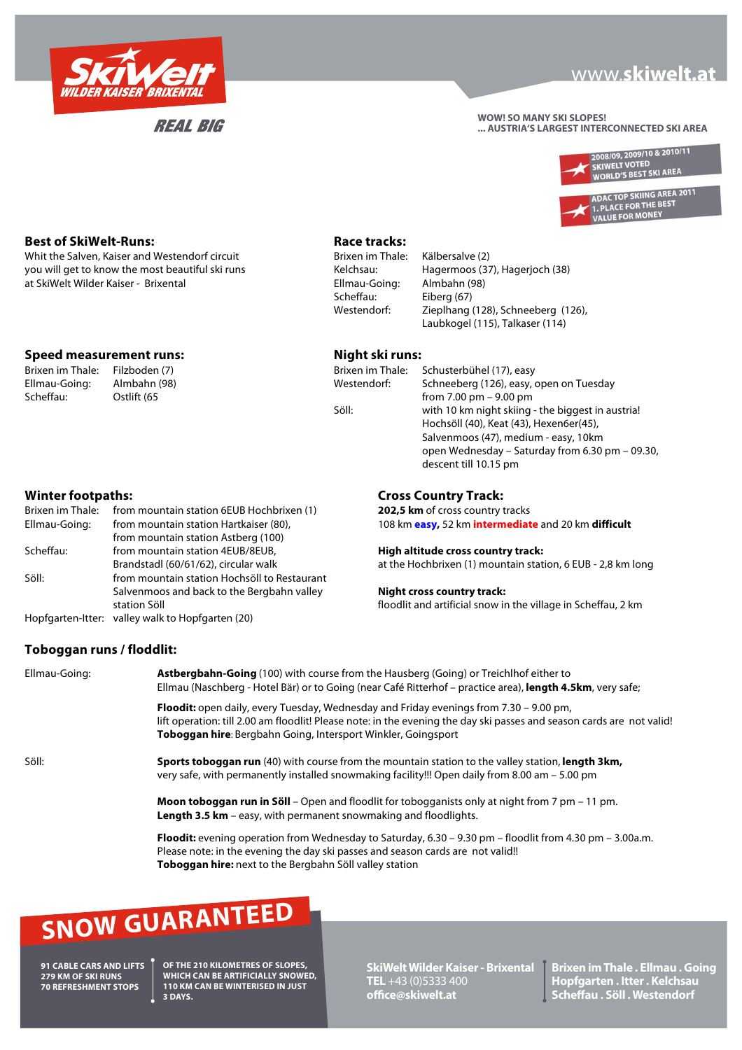# SkiWelt WILDER KAISER BRIXENTAL

REAL BIG

www.skiwelt.at

**WOW! SO MANY SKI SLOPES!**
**... AUSTRIA'S LARGEST INTERCONNECTED SKI AREA**

2008/09, 2009/10 & 2010/11 SKIWELT VOTED WORLD'S BEST SKI AREA

ADAC TOP SKIING AREA 2011 1. PLACE FOR THE BEST VALUE FOR MONEY

## Best of SkiWelt-Runs:

Whit the Salven, Kaiser and Westendorf circuit you will get to know the most beautiful ski runs at SkiWelt Wilder Kaiser - Brixental

## Race tracks:

| | |
|---|---|
| Brixen im Thale: | Kälbersalve (2) |
| Kelchsau: | Hagermoos (37), Hagerjoch (38) |
| Ellmau-Going: | Almbahn (98) |
| Scheffau: | Eiberg (67) |
| Westendorf: | Zieplhang (128), Schneeberg (126), Laubkogel (115), Talkaser (114) |

## Speed measurement runs:

| | |
|---|---|
| Brixen im Thale: | Filzboden (7) |
| Ellmau-Going: | Almbahn (98) |
| Scheffau: | Ostlift (65 |

## Night ski runs:

| | |
|---|---|
| Brixen im Thale: | Schusterbühel (17), easy |
| Westendorf: | Schneeberg (126), easy, open on Tuesday from 7.00 pm – 9.00 pm |
| Söll: | with 10 km night skiing - the biggest in austria! Hochsöll (40), Keat (43), Hexen6er(45), Salvenmoos (47), medium - easy, 10km open Wednesday – Saturday from 6.30 pm – 09.30, descent till 10.15 pm |

## Winter footpaths:

| | |
|---|---|
| Brixen im Thale: | from mountain station 6EUB Hochbrixen (1) |
| Ellmau-Going: | from mountain station Hartkaiser (80), from mountain station Astberg (100) |
| Scheffau: | from mountain station 4EUB/8EUB, Brandstadl (60/61/62), circular walk |
| Söll: | from mountain station Hochsöll to Restaurant Salvenmoos and back to the Bergbahn valley station Söll |
| Hopfgarten-Itter: | valley walk to Hopfgarten (20) |

## Cross Country Track:

**202,5 km** of cross country tracks
108 km **easy,** 52 km **intermediate** and 20 km **difficult**

**High altitude cross country track:**
at the Hochbrixen (1) mountain station, 6 EUB - 2,8 km long

**Night cross country track:**
floodlit and artificial snow in the village in Scheffau, 2 km

## Toboggan runs / floddlit:

**Ellmau-Going:**

**Astbergbahn-Going** (100) with course from the Hausberg (Going) or Treichlhof either to Ellmau (Naschberg - Hotel Bär) or to Going (near Café Ritterhof – practice area), **length 4.5km**, very safe;

**Floodit:** open daily, every Tuesday, Wednesday and Friday evenings from 7.30 – 9.00 pm, lift operation: till 2.00 am floodlit! Please note: in the evening the day ski passes and season cards are not valid!
**Toboggan hire**: Bergbahn Going, Intersport Winkler, Goingsport

**Söll:**

**Sports toboggan run** (40) with course from the mountain station to the valley station, **length 3km,** very safe, with permanently installed snowmaking facility!!! Open daily from 8.00 am – 5.00 pm

**Moon toboggan run in Söll** – Open and floodlit for tobogganists only at night from 7 pm – 11 pm.
**Length 3.5 km** – easy, with permanent snowmaking and floodlights.

**Floodit:** evening operation from Wednesday to Saturday, 6.30 – 9.30 pm – floodlit from 4.30 pm – 3.00a.m.
Please note: in the evening the day ski passes and season cards are not valid!!
**Toboggan hire:** next to the Bergbahn Söll valley station

## SNOW GUARANTEED

**91 CABLE CARS AND LIFTS**
**279 KM OF SKI RUNS**
**70 REFRESHMENT STOPS**

**OF THE 210 KILOMETRES OF SLOPES, WHICH CAN BE ARTIFICIALLY SNOWED, 110 KM CAN BE WINTERISED IN JUST 3 DAYS.**

**SkiWelt Wilder Kaiser - Brixental**
**TEL** +43 (0)5333 400
**office@skiwelt.at**

**Brixen im Thale . Ellmau . Going**
**Hopfgarten . Itter . Kelchsau**
**Scheffau . Söll . Westendorf**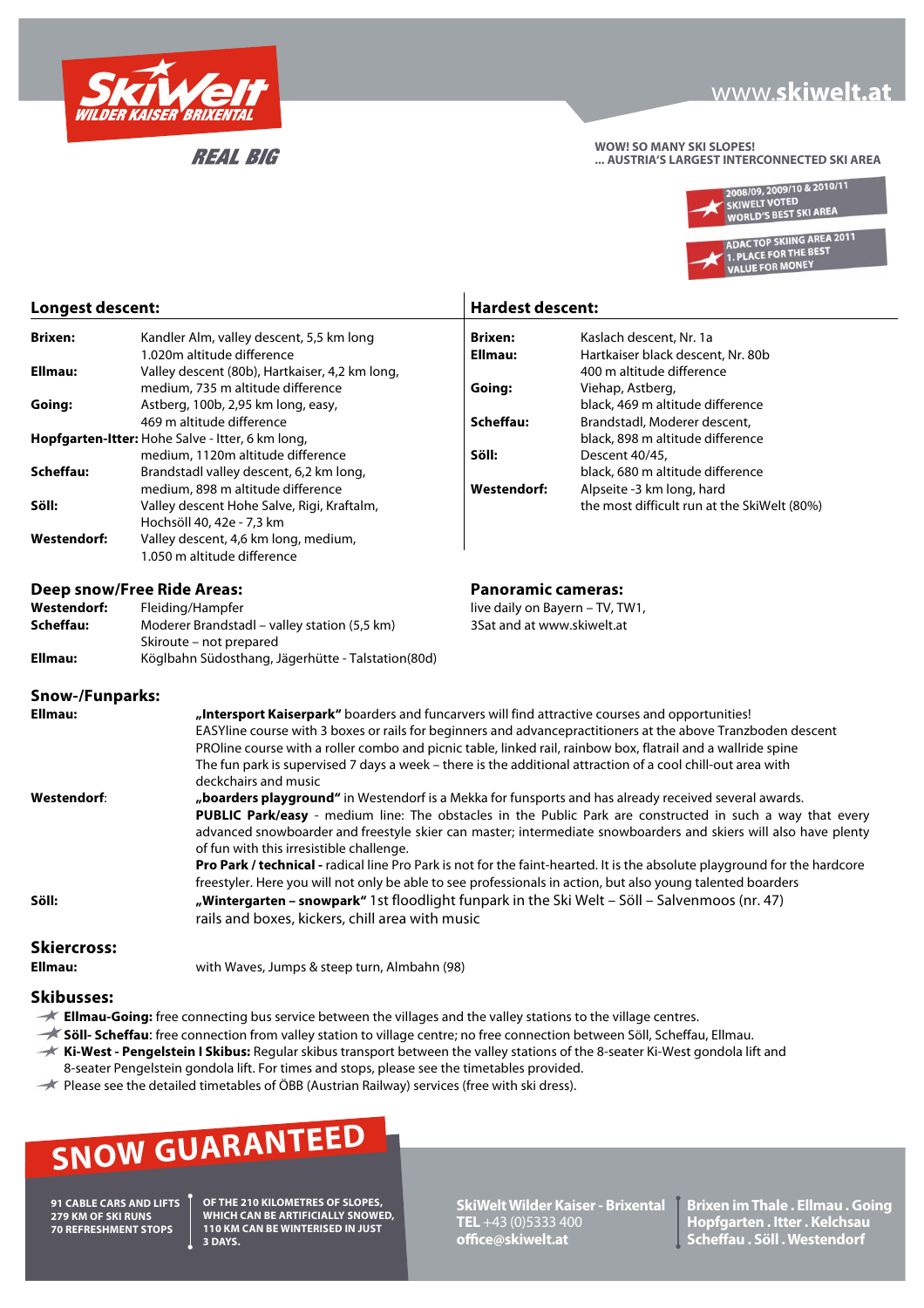SkiWelt
WILDER KAISER BRIXENTAL

REAL BIG

www.skiwelt.at

**WOW! SO MANY SKI SLOPES!**
**... AUSTRIA'S LARGEST INTERCONNECTED SKI AREA**

2008/09, 2009/10 & 2010/11 SKIWELT VOTED WORLD'S BEST SKI AREA

ADAC TOP SKIING AREA 2011 1. PLACE FOR THE BEST VALUE FOR MONEY

## Longest descent:

| | |
|---|---|
| **Brixen:** | Kandler Alm, valley descent, 5,5 km long 1.020m altitude difference |
| **Ellmau:** | Valley descent (80b), Hartkaiser, 4,2 km long, medium, 735 m altitude difference |
| **Going:** | Astberg, 100b, 2,95 km long, easy, 469 m altitude difference |
| **Hopfgarten-Itter:** | Hohe Salve - Itter, 6 km long, medium, 1120m altitude difference |
| **Scheffau:** | Brandstadl valley descent, 6,2 km long, medium, 898 m altitude difference |
| **Söll:** | Valley descent Hohe Salve, Rigi, Kraftalm, Hochsöll 40, 42e - 7,3 km |
| **Westendorf:** | Valley descent, 4,6 km long, medium, 1.050 m altitude difference |

## Hardest descent:

| | |
|---|---|
| **Brixen:** | Kaslach descent, Nr. 1a |
| **Ellmau:** | Hartkaiser black descent, Nr. 80b 400 m altitude difference |
| **Going:** | Viehap, Astberg, black, 469 m altitude difference |
| **Scheffau:** | Brandstadl, Moderer descent, black, 898 m altitude difference |
| **Söll:** | Descent 40/45, black, 680 m altitude difference |
| **Westendorf:** | Alpseite -3 km long, hard the most difficult run at the SkiWelt (80%) |

## Deep snow/Free Ride Areas:

| | |
|---|---|
| **Westendorf:** | Fleiding/Hampfer |
| **Scheffau:** | Moderer Brandstadl – valley station (5,5 km) Skiroute – not prepared |
| **Ellmau:** | Köglbahn Südosthang, Jägerhütte - Talstation(80d) |

## Panoramic cameras:

live daily on Bayern – TV, TW1, 3Sat and at www.skiwelt.at

## Snow-/Funparks:

**Ellmau:**
**„Intersport Kaiserpark"** boarders and funcarvers will find attractive courses and opportunities!
EASYline course with 3 boxes or rails for beginners and advancepractitioners at the above Tranzboden descent
PROline course with a roller combo and picnic table, linked rail, rainbow box, flatrail and a wallride spine
The fun park is supervised 7 days a week – there is the additional attraction of a cool chill-out area with deckchairs and music

**Westendorf:**
**„boarders playground"** in Westendorf is a Mekka for funsports and has already received several awards.
**PUBLIC Park/easy** - medium line: The obstacles in the Public Park are constructed in such a way that every advanced snowboarder and freestyle skier can master; intermediate snowboarders and skiers will also have plenty of fun with this irresistible challenge.
**Pro Park / technical -** radical line Pro Park is not for the faint-hearted. It is the absolute playground for the hardcore freestyler. Here you will not only be able to see professionals in action, but also young talented boarders

**Söll:**
**„Wintergarten – snowpark"** 1st floodlight funpark in the Ski Welt – Söll – Salvenmoos (nr. 47)
rails and boxes, kickers, chill area with music

## Skiercross:

**Ellmau:** with Waves, Jumps & steep turn, Almbahn (98)

## Skibusses:

- **Ellmau-Going:** free connecting bus service between the villages and the valley stations to the village centres.
- **Söll- Scheffau:** free connection from valley station to village centre; no free connection between Söll, Scheffau, Ellmau.
- **Ki-West - Pengelstein I Skibus:** Regular skibus transport between the valley stations of the 8-seater Ki-West gondola lift and 8-seater Pengelstein gondola lift. For times and stops, please see the timetables provided.
- Please see the detailed timetables of ÖBB (Austrian Railway) services (free with ski dress).

## SNOW GUARANTEED

**91 CABLE CARS AND LIFTS**
**279 KM OF SKI RUNS**
**70 REFRESHMENT STOPS**

**OF THE 210 KILOMETRES OF SLOPES, WHICH CAN BE ARTIFICIALLY SNOWED, 110 KM CAN BE WINTERISED IN JUST 3 DAYS.**

**SkiWelt Wilder Kaiser - Brixental**
**TEL** +43 (0)5333 400
**office@skiwelt.at**

**Brixen im Thale . Ellmau . Going**
**Hopfgarten . Itter . Kelchsau**
**Scheffau . Söll . Westendorf**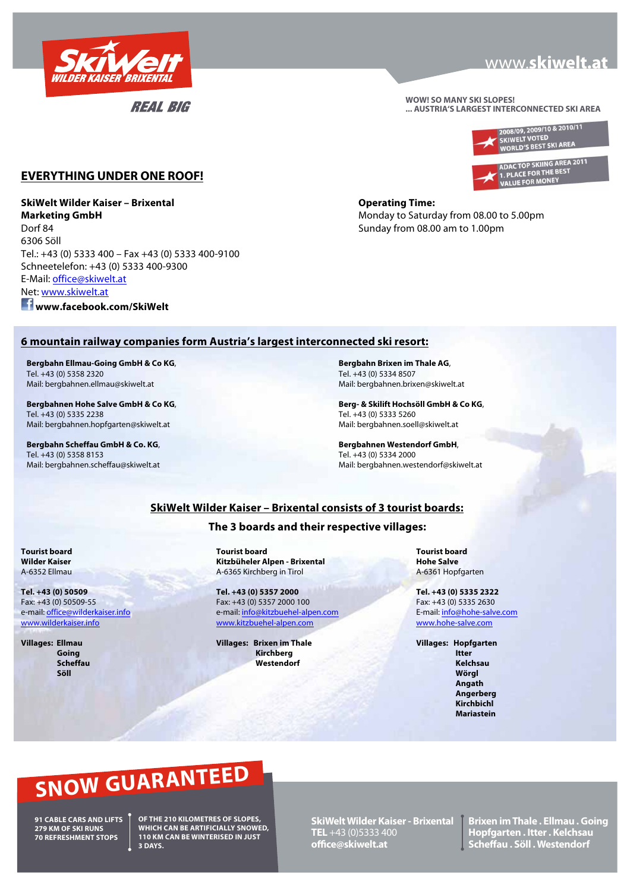SkiWelt WILDER KAISER BRIXENTAL

REAL BIG

www.skiwelt.at

WOW! SO MANY SKI SLOPES!
... AUSTRIA'S LARGEST INTERCONNECTED SKI AREA

2008/09, 2009/10 & 2010/11 SKIWELT VOTED WORLD'S BEST SKI AREA

ADAC TOP SKIING AREA 2011 1. PLACE FOR THE BEST VALUE FOR MONEY

## EVERYTHING UNDER ONE ROOF!

**SkiWelt Wilder Kaiser – Brixental**
**Marketing GmbH**
Dorf 84
6306 Söll
Tel.: +43 (0) 5333 400 – Fax +43 (0) 5333 400-9100
Schneetelefon: +43 (0) 5333 400-9300
E-Mail: office@skiwelt.at
Net: www.skiwelt.at
**www.facebook.com/SkiWelt**

**Operating Time:**
Monday to Saturday from 08.00 to 5.00pm
Sunday from 08.00 am to 1.00pm

## 6 mountain railway companies form Austria's largest interconnected ski resort:

**Bergbahn Ellmau-Going GmbH & Co KG**,
Tel. +43 (0) 5358 2320
Mail: bergbahnen.ellmau@skiwelt.at

**Bergbahnen Hohe Salve GmbH & Co KG**,
Tel. +43 (0) 5335 2238
Mail: bergbahnen.hopfgarten@skiwelt.at

**Bergbahn Scheffau GmbH & Co. KG**,
Tel. +43 (0) 5358 8153
Mail: bergbahnen.scheffau@skiwelt.at

**Bergbahn Brixen im Thale AG**,
Tel. +43 (0) 5334 8507
Mail: bergbahnen.brixen@skiwelt.at

**Berg- & Skilift Hochsöll GmbH & Co KG**,
Tel. +43 (0) 5333 5260
Mail: bergbahnen.soell@skiwelt.at

**Bergbahnen Westendorf GmbH**,
Tel. +43 (0) 5334 2000
Mail: bergbahnen.westendorf@skiwelt.at

## SkiWelt Wilder Kaiser – Brixental consists of 3 tourist boards:

### The 3 boards and their respective villages:

**Tourist board**
**Wilder Kaiser**
A-6352 Ellmau

**Tel. +43 (0) 50509**
Fax: +43 (0) 50509-55
e-mail: office@wilderkaiser.info
www.wilderkaiser.info

**Villages:** **Ellmau**, **Going**, **Scheffau**, **Söll**

**Tourist board**
**Kitzbüheler Alpen - Brixental**
A-6365 Kirchberg in Tirol

**Tel. +43 (0) 5357 2000**
Fax: +43 (0) 5357 2000 100
e-mail: info@kitzbuehel-alpen.com
www.kitzbuehel-alpen.com

**Villages:** **Brixen im Thale**, **Kirchberg**, **Westendorf**

**Tourist board**
**Hohe Salve**
A-6361 Hopfgarten

**Tel. +43 (0) 5335 2322**
Fax: +43 (0) 5335 2630
E-mail: info@hohe-salve.com
www.hohe-salve.com

**Villages:** **Hopfgarten**, **Itter**, **Kelchsau**, **Wörgl**, **Angath**, **Angerberg**, **Kirchbichl**, **Mariastein**

## SNOW GUARANTEED

**91 CABLE CARS AND LIFTS**
**279 KM OF SKI RUNS**
**70 REFRESHMENT STOPS**

**OF THE 210 KILOMETRES OF SLOPES, WHICH CAN BE ARTIFICIALLY SNOWED, 110 KM CAN BE WINTERISED IN JUST 3 DAYS.**

**SkiWelt Wilder Kaiser - Brixental**
**TEL** +43 (0)5333 400
**office@skiwelt.at**

**Brixen im Thale . Ellmau . Going**
**Hopfgarten . Itter . Kelchsau**
**Scheffau . Söll . Westendorf**